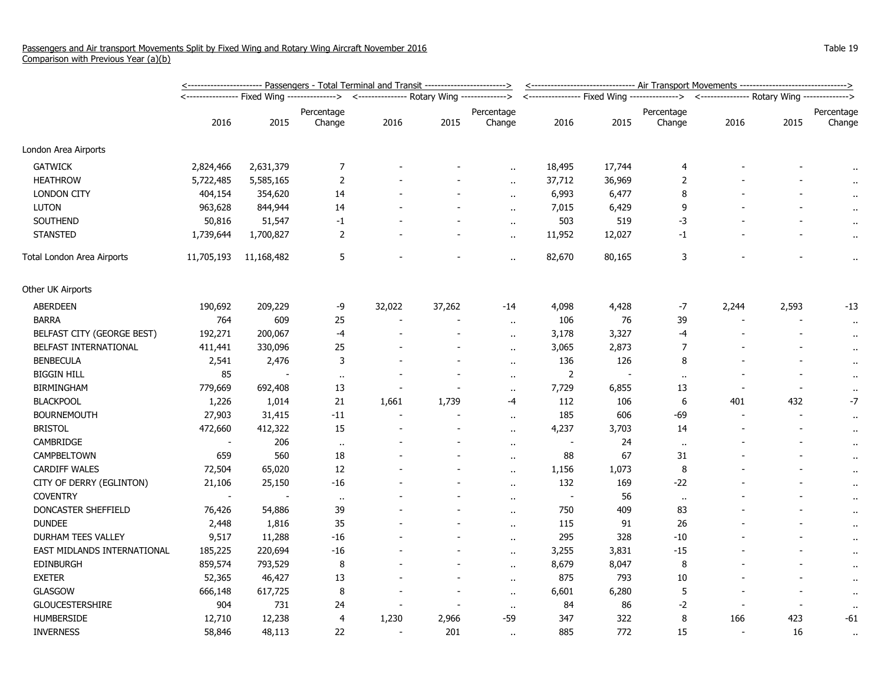Passengers and Air transport Movements Split by Fixed Wing and Rotary Wing Aircraft November 2016
Comparison with Previous Year (a)(b)

Table 19

| | Passengers - Total Terminal and Transit | | | | | | Air Transport Movements | | | | | |
|---|---|---|---|---|---|---|---|---|---|---|---|---|
| | Fixed Wing | | | Rotary Wing | | | Fixed Wing | | | Rotary Wing | | |
| | 2016 | 2015 | Percentage Change | 2016 | 2015 | Percentage Change | 2016 | 2015 | Percentage Change | 2016 | 2015 | Percentage Change |
| London Area Airports | | | | | | | | | | | | |
| GATWICK | 2,824,466 | 2,631,379 | 7 | - | - | .. | 18,495 | 17,744 | 4 | - | - | .. |
| HEATHROW | 5,722,485 | 5,585,165 | 2 | - | - | .. | 37,712 | 36,969 | 2 | - | - | .. |
| LONDON CITY | 404,154 | 354,620 | 14 | - | - | .. | 6,993 | 6,477 | 8 | - | - | .. |
| LUTON | 963,628 | 844,944 | 14 | - | - | .. | 7,015 | 6,429 | 9 | - | - | .. |
| SOUTHEND | 50,816 | 51,547 | -1 | - | - | .. | 503 | 519 | -3 | - | - | .. |
| STANSTED | 1,739,644 | 1,700,827 | 2 | - | - | .. | 11,952 | 12,027 | -1 | - | - | .. |
| Total London Area Airports | 11,705,193 | 11,168,482 | 5 | - | - | .. | 82,670 | 80,165 | 3 | - | - | .. |
| Other UK Airports | | | | | | | | | | | | |
| ABERDEEN | 190,692 | 209,229 | -9 | 32,022 | 37,262 | -14 | 4,098 | 4,428 | -7 | 2,244 | 2,593 | -13 |
| BARRA | 764 | 609 | 25 | - | - | .. | 106 | 76 | 39 | - | - | .. |
| BELFAST CITY (GEORGE BEST) | 192,271 | 200,067 | -4 | - | - | .. | 3,178 | 3,327 | -4 | - | - | .. |
| BELFAST INTERNATIONAL | 411,441 | 330,096 | 25 | - | - | .. | 3,065 | 2,873 | 7 | - | - | .. |
| BENBECULA | 2,541 | 2,476 | 3 | - | - | .. | 136 | 126 | 8 | - | - | .. |
| BIGGIN HILL | 85 | - | .. | - | - | .. | 2 | - | .. | - | - | .. |
| BIRMINGHAM | 779,669 | 692,408 | 13 | - | - | .. | 7,729 | 6,855 | 13 | - | - | .. |
| BLACKPOOL | 1,226 | 1,014 | 21 | 1,661 | 1,739 | -4 | 112 | 106 | 6 | 401 | 432 | -7 |
| BOURNEMOUTH | 27,903 | 31,415 | -11 | - | - | .. | 185 | 606 | -69 | - | - | .. |
| BRISTOL | 472,660 | 412,322 | 15 | - | - | .. | 4,237 | 3,703 | 14 | - | - | .. |
| CAMBRIDGE | - | 206 | .. | - | - | .. | - | 24 | .. | - | - | .. |
| CAMPBELTOWN | 659 | 560 | 18 | - | - | .. | 88 | 67 | 31 | - | - | .. |
| CARDIFF WALES | 72,504 | 65,020 | 12 | - | - | .. | 1,156 | 1,073 | 8 | - | - | .. |
| CITY OF DERRY (EGLINTON) | 21,106 | 25,150 | -16 | - | - | .. | 132 | 169 | -22 | - | - | .. |
| COVENTRY | - | - | .. | - | - | .. | - | 56 | .. | - | - | .. |
| DONCASTER SHEFFIELD | 76,426 | 54,886 | 39 | - | - | .. | 750 | 409 | 83 | - | - | .. |
| DUNDEE | 2,448 | 1,816 | 35 | - | - | .. | 115 | 91 | 26 | - | - | .. |
| DURHAM TEES VALLEY | 9,517 | 11,288 | -16 | - | - | .. | 295 | 328 | -10 | - | - | .. |
| EAST MIDLANDS INTERNATIONAL | 185,225 | 220,694 | -16 | - | - | .. | 3,255 | 3,831 | -15 | - | - | .. |
| EDINBURGH | 859,574 | 793,529 | 8 | - | - | .. | 8,679 | 8,047 | 8 | - | - | .. |
| EXETER | 52,365 | 46,427 | 13 | - | - | .. | 875 | 793 | 10 | - | - | .. |
| GLASGOW | 666,148 | 617,725 | 8 | - | - | .. | 6,601 | 6,280 | 5 | - | - | .. |
| GLOUCESTERSHIRE | 904 | 731 | 24 | - | - | .. | 84 | 86 | -2 | - | - | .. |
| HUMBERSIDE | 12,710 | 12,238 | 4 | 1,230 | 2,966 | -59 | 347 | 322 | 8 | 166 | 423 | -61 |
| INVERNESS | 58,846 | 48,113 | 22 | - | 201 | .. | 885 | 772 | 15 | - | 16 | .. |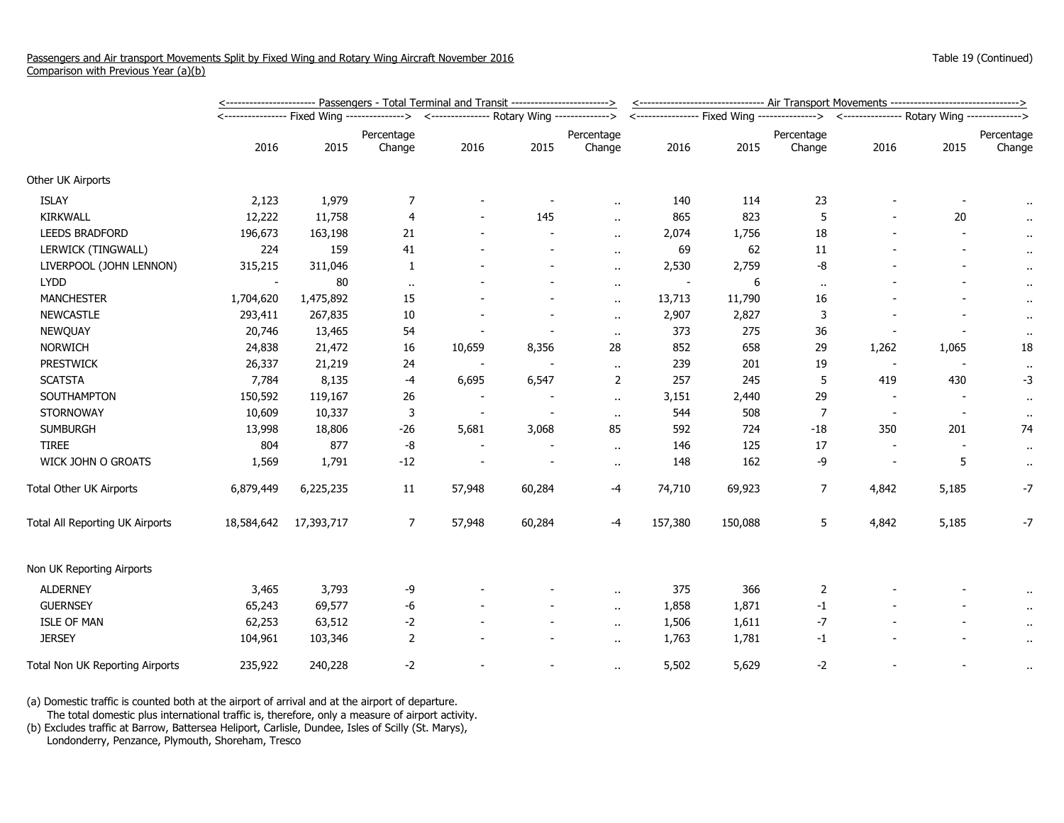Passengers and Air transport Movements Split by Fixed Wing and Rotary Wing Aircraft November 2016
Comparison with Previous Year (a)(b)

Table 19 (Continued)

| | Passengers - Total Terminal and Transit | | | | | | Air Transport Movements | | | | | |
|---|---|---|---|---|---|---|---|---|---|---|---|---|
| | Fixed Wing | | | Rotary Wing | | | Fixed Wing | | | Rotary Wing | | |
| | 2016 | 2015 | Percentage Change | 2016 | 2015 | Percentage Change | 2016 | 2015 | Percentage Change | 2016 | 2015 | Percentage Change |
| **Other UK Airports** | | | | | | | | | | | | |
| ISLAY | 2,123 | 1,979 | 7 | - | - | .. | 140 | 114 | 23 | - | - | .. |
| KIRKWALL | 12,222 | 11,758 | 4 | - | 145 | .. | 865 | 823 | 5 | - | 20 | .. |
| LEEDS BRADFORD | 196,673 | 163,198 | 21 | - | - | .. | 2,074 | 1,756 | 18 | - | - | .. |
| LERWICK (TINGWALL) | 224 | 159 | 41 | - | - | .. | 69 | 62 | 11 | - | - | .. |
| LIVERPOOL (JOHN LENNON) | 315,215 | 311,046 | 1 | - | - | .. | 2,530 | 2,759 | -8 | - | - | .. |
| LYDD | - | 80 | .. | - | - | .. | - | 6 | .. | - | - | .. |
| MANCHESTER | 1,704,620 | 1,475,892 | 15 | - | - | .. | 13,713 | 11,790 | 16 | - | - | .. |
| NEWCASTLE | 293,411 | 267,835 | 10 | - | - | .. | 2,907 | 2,827 | 3 | - | - | .. |
| NEWQUAY | 20,746 | 13,465 | 54 | - | - | .. | 373 | 275 | 36 | - | - | .. |
| NORWICH | 24,838 | 21,472 | 16 | 10,659 | 8,356 | 28 | 852 | 658 | 29 | 1,262 | 1,065 | 18 |
| PRESTWICK | 26,337 | 21,219 | 24 | - | - | .. | 239 | 201 | 19 | - | - | .. |
| SCATSTA | 7,784 | 8,135 | -4 | 6,695 | 6,547 | 2 | 257 | 245 | 5 | 419 | 430 | -3 |
| SOUTHAMPTON | 150,592 | 119,167 | 26 | - | - | .. | 3,151 | 2,440 | 29 | - | - | .. |
| STORNOWAY | 10,609 | 10,337 | 3 | - | - | .. | 544 | 508 | 7 | - | - | .. |
| SUMBURGH | 13,998 | 18,806 | -26 | 5,681 | 3,068 | 85 | 592 | 724 | -18 | 350 | 201 | 74 |
| TIREE | 804 | 877 | -8 | - | - | .. | 146 | 125 | 17 | - | - | .. |
| WICK JOHN O GROATS | 1,569 | 1,791 | -12 | - | - | .. | 148 | 162 | -9 | - | 5 | .. |
| Total Other UK Airports | 6,879,449 | 6,225,235 | 11 | 57,948 | 60,284 | -4 | 74,710 | 69,923 | 7 | 4,842 | 5,185 | -7 |
| Total All Reporting UK Airports | 18,584,642 | 17,393,717 | 7 | 57,948 | 60,284 | -4 | 157,380 | 150,088 | 5 | 4,842 | 5,185 | -7 |
| **Non UK Reporting Airports** | | | | | | | | | | | | |
| ALDERNEY | 3,465 | 3,793 | -9 | - | - | .. | 375 | 366 | 2 | - | - | .. |
| GUERNSEY | 65,243 | 69,577 | -6 | - | - | .. | 1,858 | 1,871 | -1 | - | - | .. |
| ISLE OF MAN | 62,253 | 63,512 | -2 | - | - | .. | 1,506 | 1,611 | -7 | - | - | .. |
| JERSEY | 104,961 | 103,346 | 2 | - | - | .. | 1,763 | 1,781 | -1 | - | - | .. |
| Total Non UK Reporting Airports | 235,922 | 240,228 | -2 | - | - | .. | 5,502 | 5,629 | -2 | - | - | .. |

(a) Domestic traffic is counted both at the airport of arrival and at the airport of departure.
The total domestic plus international traffic is, therefore, only a measure of airport activity.
(b) Excludes traffic at Barrow, Battersea Heliport, Carlisle, Dundee, Isles of Scilly (St. Marys), Londonderry, Penzance, Plymouth, Shoreham, Tresco